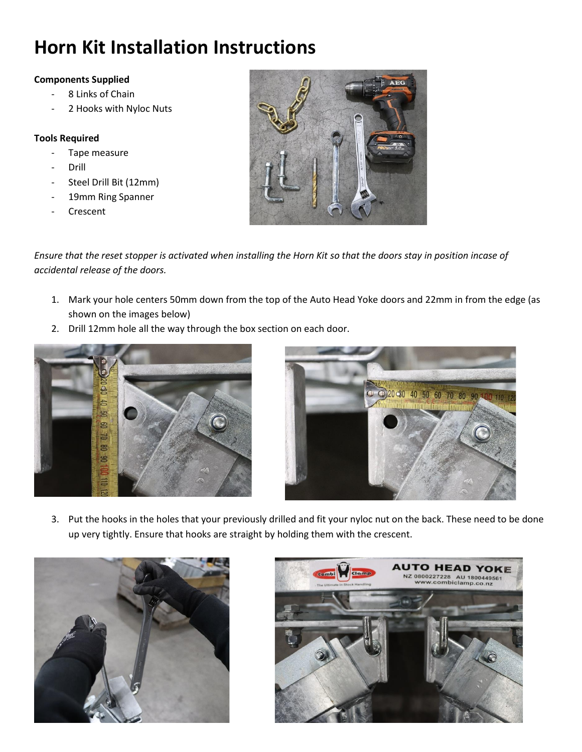# Horn Kit Installation Instructions

**Components Supplied**

- 8 Links of Chain
- 2 Hooks with Nyloc Nuts

**Tools Required**

- Tape measure
- Drill
- Steel Drill Bit (12mm)
- 19mm Ring Spanner
- Crescent

*Ensure that the reset stopper is activated when installing the Horn Kit so that the doors stay in position incase of accidental release of the doors.*

1. Mark your hole centers 50mm down from the top of the Auto Head Yoke doors and 22mm in from the edge (as shown on the images below)
2. Drill 12mm hole all the way through the box section on each door.

3. Put the hooks in the holes that your previously drilled and fit your nyloc nut on the back. These need to be done up very tightly. Ensure that hooks are straight by holding them with the crescent.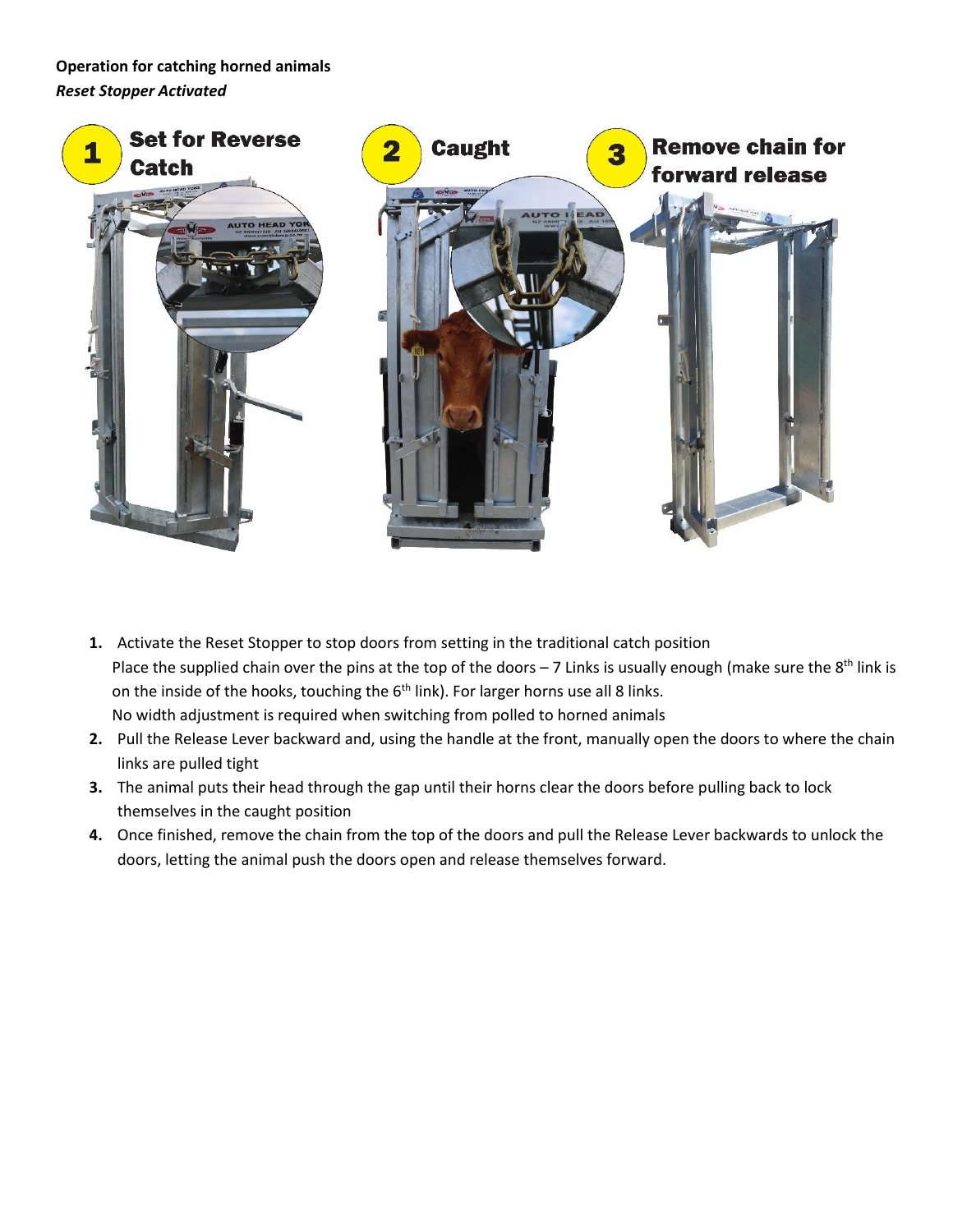**Operation for catching horned animals**

***Reset Stopper Activated***

1 Set for Reverse Catch

2 Caught

3 Remove chain for forward release

1. Activate the Reset Stopper to stop doors from setting in the traditional catch position
   Place the supplied chain over the pins at the top of the doors – 7 Links is usually enough (make sure the 8th link is on the inside of the hooks, touching the 6th link). For larger horns use all 8 links.
   No width adjustment is required when switching from polled to horned animals
2. Pull the Release Lever backward and, using the handle at the front, manually open the doors to where the chain links are pulled tight
3. The animal puts their head through the gap until their horns clear the doors before pulling back to lock themselves in the caught position
4. Once finished, remove the chain from the top of the doors and pull the Release Lever backwards to unlock the doors, letting the animal push the doors open and release themselves forward.